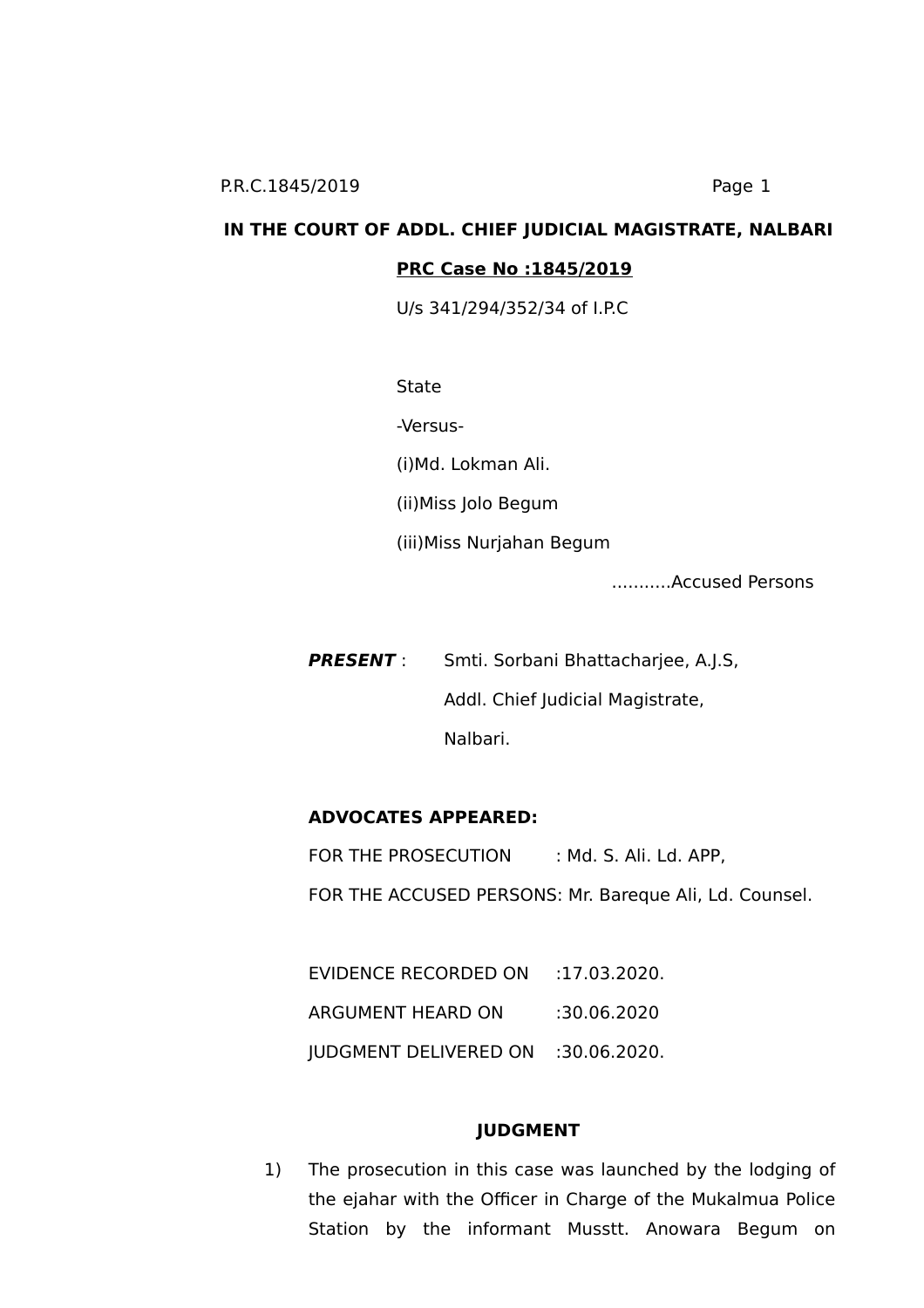**IN THE COURT OF ADDL. CHIEF JUDICIAL MAGISTRATE, NALBARI**

**PRC Case No :1845/2019**

U/s 341/294/352/34 of I.P.C

State

-Versus-

(i)Md. Lokman Ali.

(ii)Miss Jolo Begum

(iii)Miss Nurjahan Begum

...........Accused Persons

***PRESENT*** : Smti. Sorbani Bhattacharjee, A.J.S,
Addl. Chief Judicial Magistrate,
Nalbari.

**ADVOCATES APPEARED:**

FOR THE PROSECUTION : Md. S. Ali. Ld. APP,

FOR THE ACCUSED PERSONS: Mr. Bareque Ali, Ld. Counsel.

EVIDENCE RECORDED ON :17.03.2020.

ARGUMENT HEARD ON :30.06.2020

JUDGMENT DELIVERED ON :30.06.2020.

**JUDGMENT**

1) The prosecution in this case was launched by the lodging of the ejahar with the Officer in Charge of the Mukalmua Police Station by the informant Musstt. Anowara Begum on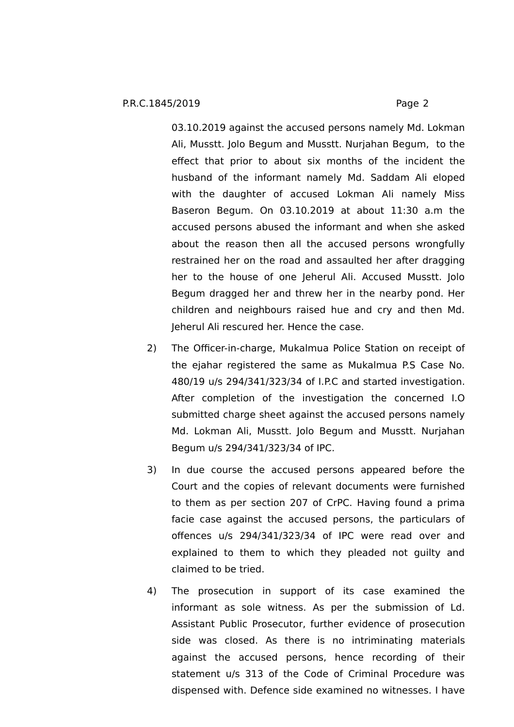03.10.2019 against the accused persons namely Md. Lokman Ali, Musstt. Jolo Begum and Musstt. Nurjahan Begum, to the effect that prior to about six months of the incident the husband of the informant namely Md. Saddam Ali eloped with the daughter of accused Lokman Ali namely Miss Baseron Begum. On 03.10.2019 at about 11:30 a.m the accused persons abused the informant and when she asked about the reason then all the accused persons wrongfully restrained her on the road and assaulted her after dragging her to the house of one Jeherul Ali. Accused Musstt. Jolo Begum dragged her and threw her in the nearby pond. Her children and neighbours raised hue and cry and then Md. Jeherul Ali rescured her. Hence the case.

2) The Officer-in-charge, Mukalmua Police Station on receipt of the ejahar registered the same as Mukalmua P.S Case No. 480/19 u/s 294/341/323/34 of I.P.C and started investigation. After completion of the investigation the concerned I.O submitted charge sheet against the accused persons namely Md. Lokman Ali, Musstt. Jolo Begum and Musstt. Nurjahan Begum u/s 294/341/323/34 of IPC.

3) In due course the accused persons appeared before the Court and the copies of relevant documents were furnished to them as per section 207 of CrPC. Having found a prima facie case against the accused persons, the particulars of offences u/s 294/341/323/34 of IPC were read over and explained to them to which they pleaded not guilty and claimed to be tried.

4) The prosecution in support of its case examined the informant as sole witness. As per the submission of Ld. Assistant Public Prosecutor, further evidence of prosecution side was closed. As there is no intriminating materials against the accused persons, hence recording of their statement u/s 313 of the Code of Criminal Procedure was dispensed with. Defence side examined no witnesses. I have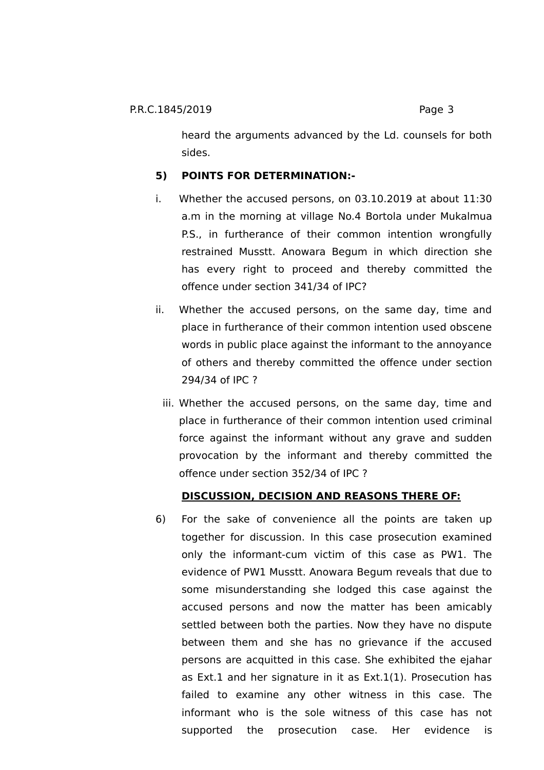heard the arguments advanced by the Ld. counsels for both sides.

**5) POINTS FOR DETERMINATION:-**

i. Whether the accused persons, on 03.10.2019 at about 11:30 a.m in the morning at village No.4 Bortola under Mukalmua P.S., in furtherance of their common intention wrongfully restrained Musstt. Anowara Begum in which direction she has every right to proceed and thereby committed the offence under section 341/34 of IPC?

ii. Whether the accused persons, on the same day, time and place in furtherance of their common intention used obscene words in public place against the informant to the annoyance of others and thereby committed the offence under section 294/34 of IPC ?

iii. Whether the accused persons, on the same day, time and place in furtherance of their common intention used criminal force against the informant without any grave and sudden provocation by the informant and thereby committed the offence under section 352/34 of IPC ?

**DISCUSSION, DECISION AND REASONS THERE OF:**

6) For the sake of convenience all the points are taken up together for discussion. In this case prosecution examined only the informant-cum victim of this case as PW1. The evidence of PW1 Musstt. Anowara Begum reveals that due to some misunderstanding she lodged this case against the accused persons and now the matter has been amicably settled between both the parties. Now they have no dispute between them and she has no grievance if the accused persons are acquitted in this case. She exhibited the ejahar as Ext.1 and her signature in it as Ext.1(1). Prosecution has failed to examine any other witness in this case. The informant who is the sole witness of this case has not supported the prosecution case. Her evidence is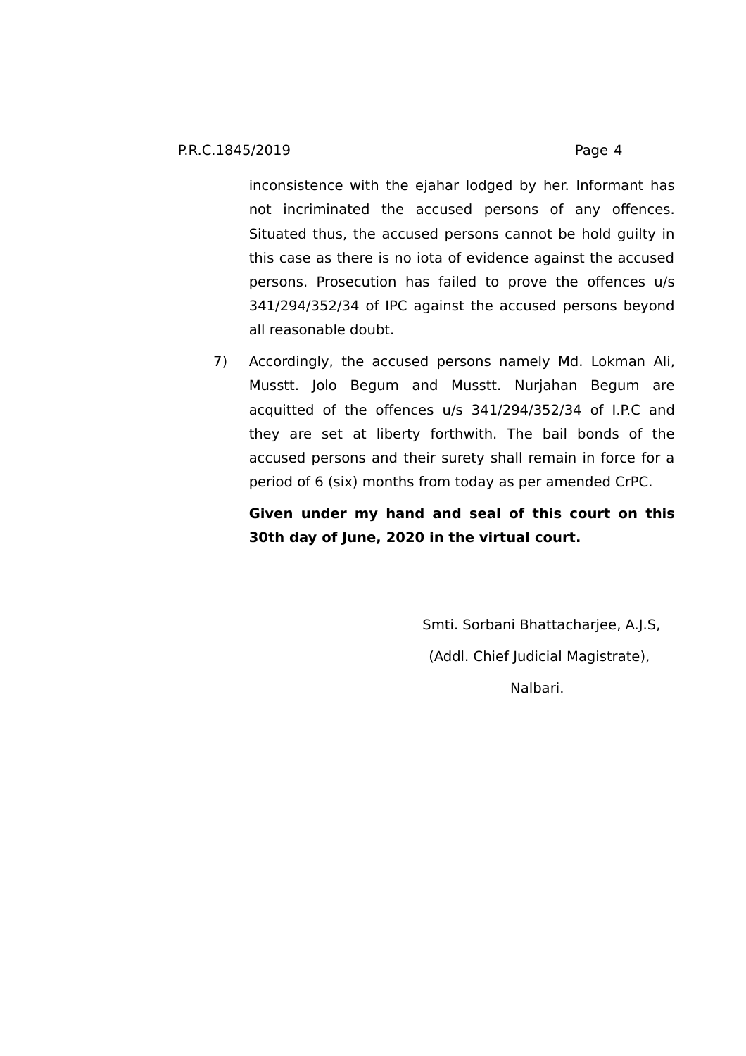inconsistence with the ejahar lodged by her. Informant has not incriminated the accused persons of any offences. Situated thus, the accused persons cannot be hold guilty in this case as there is no iota of evidence against the accused persons. Prosecution has failed to prove the offences u/s 341/294/352/34 of IPC against the accused persons beyond all reasonable doubt.

7) Accordingly, the accused persons namely Md. Lokman Ali, Musstt. Jolo Begum and Musstt. Nurjahan Begum are acquitted of the offences u/s 341/294/352/34 of I.P.C and they are set at liberty forthwith. The bail bonds of the accused persons and their surety shall remain in force for a period of 6 (six) months from today as per amended CrPC.

**Given under my hand and seal of this court on this 30th day of June, 2020 in the virtual court.**

Smti. Sorbani Bhattacharjee, A.J.S,

(Addl. Chief Judicial Magistrate),

Nalbari.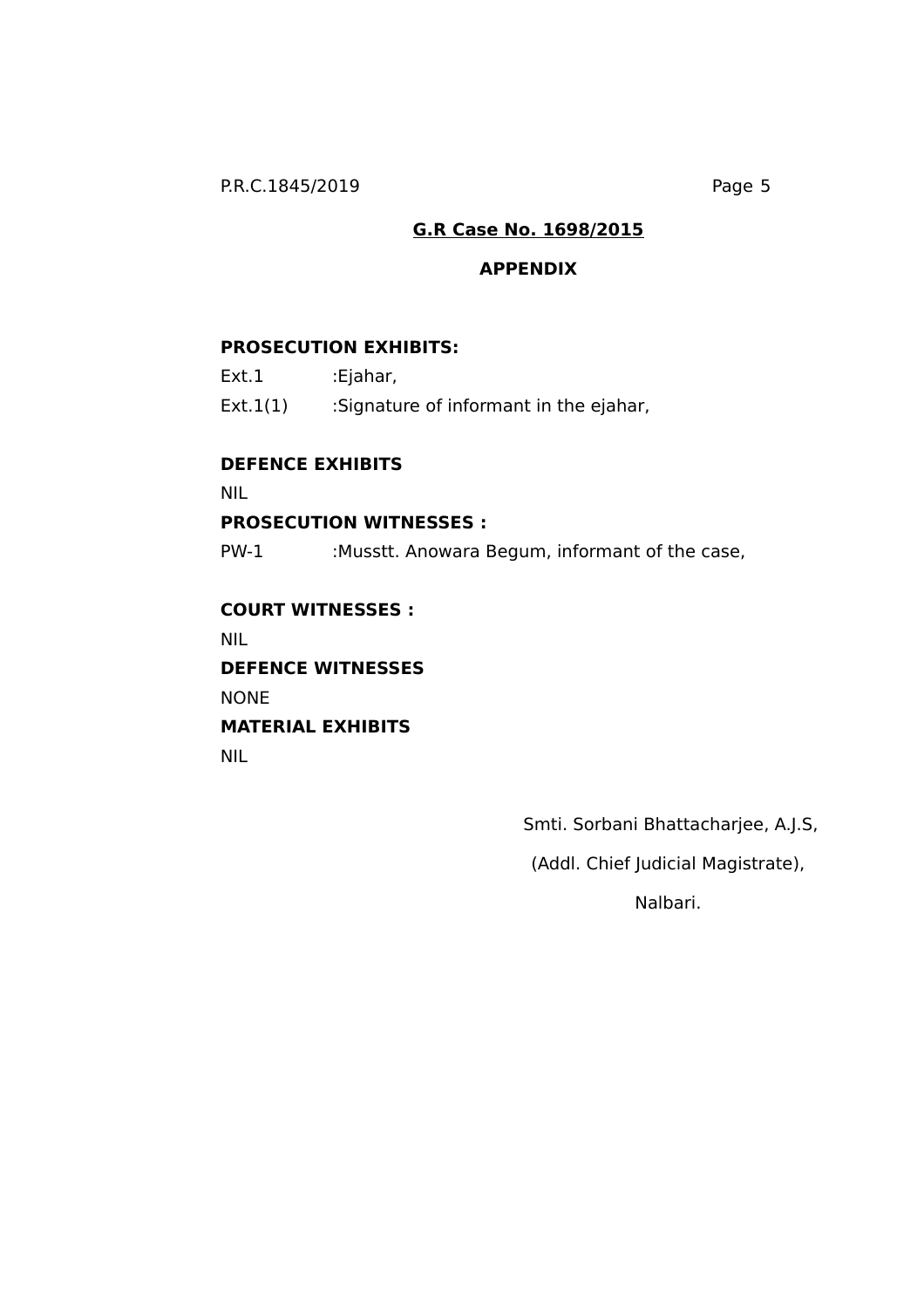**G.R Case No. 1698/2015**

**APPENDIX**

**PROSECUTION EXHIBITS:**

Ext.1 :Ejahar,

Ext.1(1) :Signature of informant in the ejahar,

**DEFENCE EXHIBITS**

NIL

**PROSECUTION WITNESSES :**

PW-1 :Musstt. Anowara Begum, informant of the case,

**COURT WITNESSES :**

NIL

**DEFENCE WITNESSES**

NONE

**MATERIAL EXHIBITS**

NIL

Smti. Sorbani Bhattacharjee, A.J.S,

(Addl. Chief Judicial Magistrate),

Nalbari.